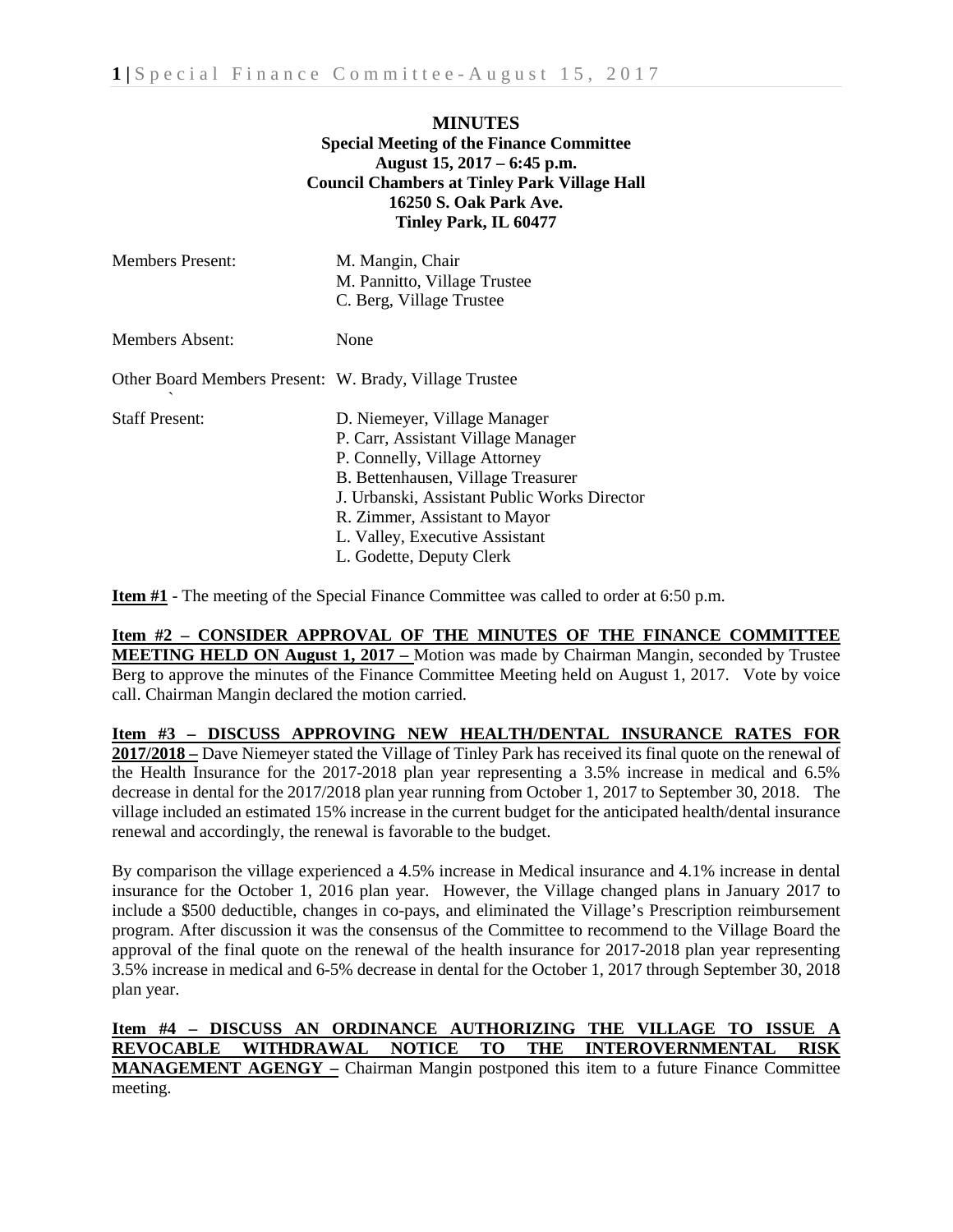**MINUTES**
**Special Meeting of the Finance Committee**
**August 15, 2017 – 6:45 p.m.**
**Council Chambers at Tinley Park Village Hall**
**16250 S. Oak Park Ave.**
**Tinley Park, IL 60477**

| | |
|---|---|
| Members Present: | M. Mangin, Chair<br>M. Pannitto, Village Trustee<br>C. Berg, Village Trustee |
| Members Absent: | None |
| Other Board Members Present: | W. Brady, Village Trustee |
| Staff Present: | D. Niemeyer, Village Manager<br>P. Carr, Assistant Village Manager<br>P. Connelly, Village Attorney<br>B. Bettenhausen, Village Treasurer<br>J. Urbanski, Assistant Public Works Director<br>R. Zimmer, Assistant to Mayor<br>L. Valley, Executive Assistant<br>L. Godette, Deputy Clerk |

**Item #1** - The meeting of the Special Finance Committee was called to order at 6:50 p.m.

**Item #2 – CONSIDER APPROVAL OF THE MINUTES OF THE FINANCE COMMITTEE MEETING HELD ON August 1, 2017 –** Motion was made by Chairman Mangin, seconded by Trustee Berg to approve the minutes of the Finance Committee Meeting held on August 1, 2017. Vote by voice call. Chairman Mangin declared the motion carried.

**Item #3 – DISCUSS APPROVING NEW HEALTH/DENTAL INSURANCE RATES FOR 2017/2018 –** Dave Niemeyer stated the Village of Tinley Park has received its final quote on the renewal of the Health Insurance for the 2017-2018 plan year representing a 3.5% increase in medical and 6.5% decrease in dental for the 2017/2018 plan year running from October 1, 2017 to September 30, 2018. The village included an estimated 15% increase in the current budget for the anticipated health/dental insurance renewal and accordingly, the renewal is favorable to the budget.

By comparison the village experienced a 4.5% increase in Medical insurance and 4.1% increase in dental insurance for the October 1, 2016 plan year. However, the Village changed plans in January 2017 to include a $500 deductible, changes in co-pays, and eliminated the Village's Prescription reimbursement program. After discussion it was the consensus of the Committee to recommend to the Village Board the approval of the final quote on the renewal of the health insurance for 2017-2018 plan year representing 3.5% increase in medical and 6-5% decrease in dental for the October 1, 2017 through September 30, 2018 plan year.

**Item #4 – DISCUSS AN ORDINANCE AUTHORIZING THE VILLAGE TO ISSUE A REVOCABLE WITHDRAWAL NOTICE TO THE INTEROVERNMENTAL RISK MANAGEMENT AGENGY –** Chairman Mangin postponed this item to a future Finance Committee meeting.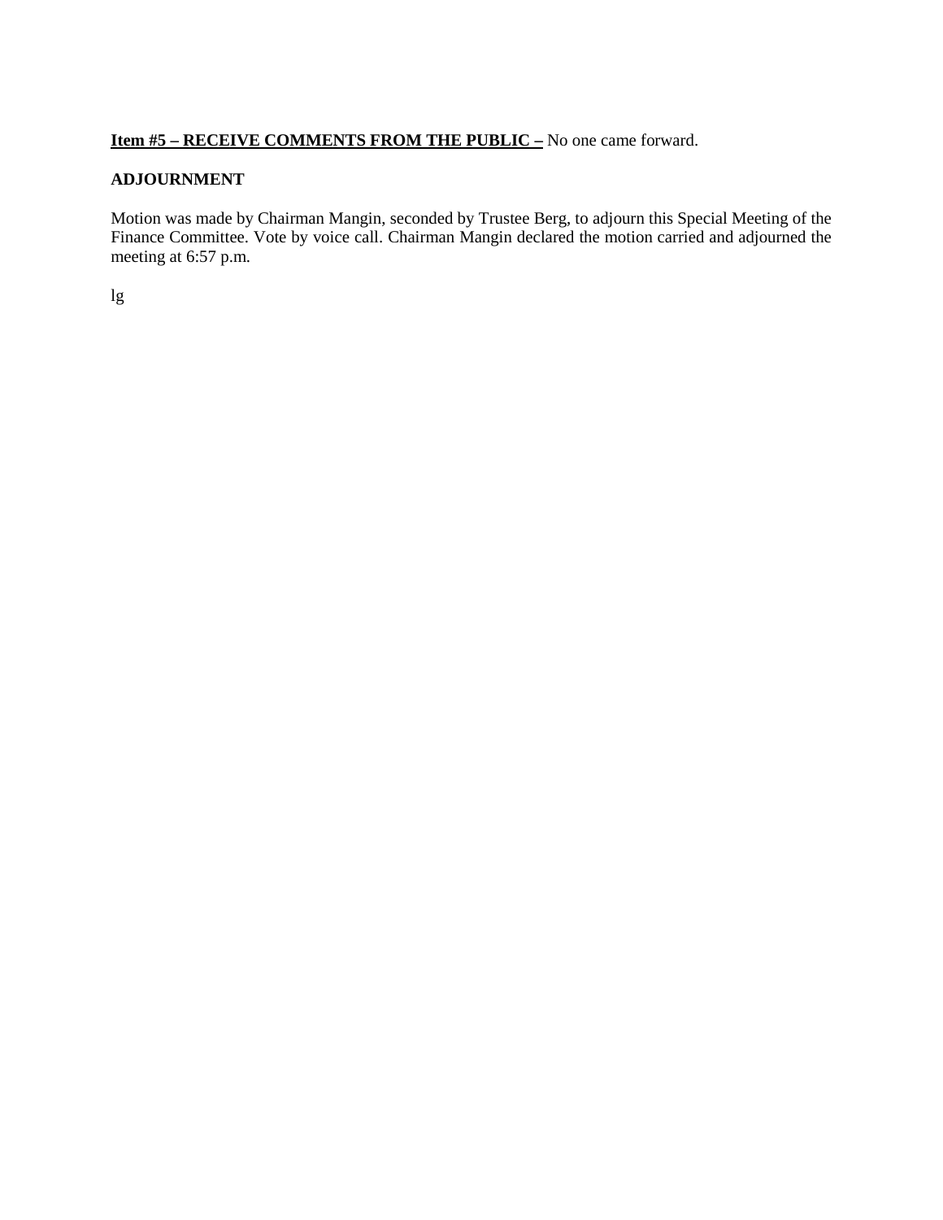**<u>Item #5 – RECEIVE COMMENTS FROM THE PUBLIC –</u>** No one came forward.

**ADJOURNMENT**

Motion was made by Chairman Mangin, seconded by Trustee Berg, to adjourn this Special Meeting of the Finance Committee. Vote by voice call. Chairman Mangin declared the motion carried and adjourned the meeting at 6:57 p.m.

lg